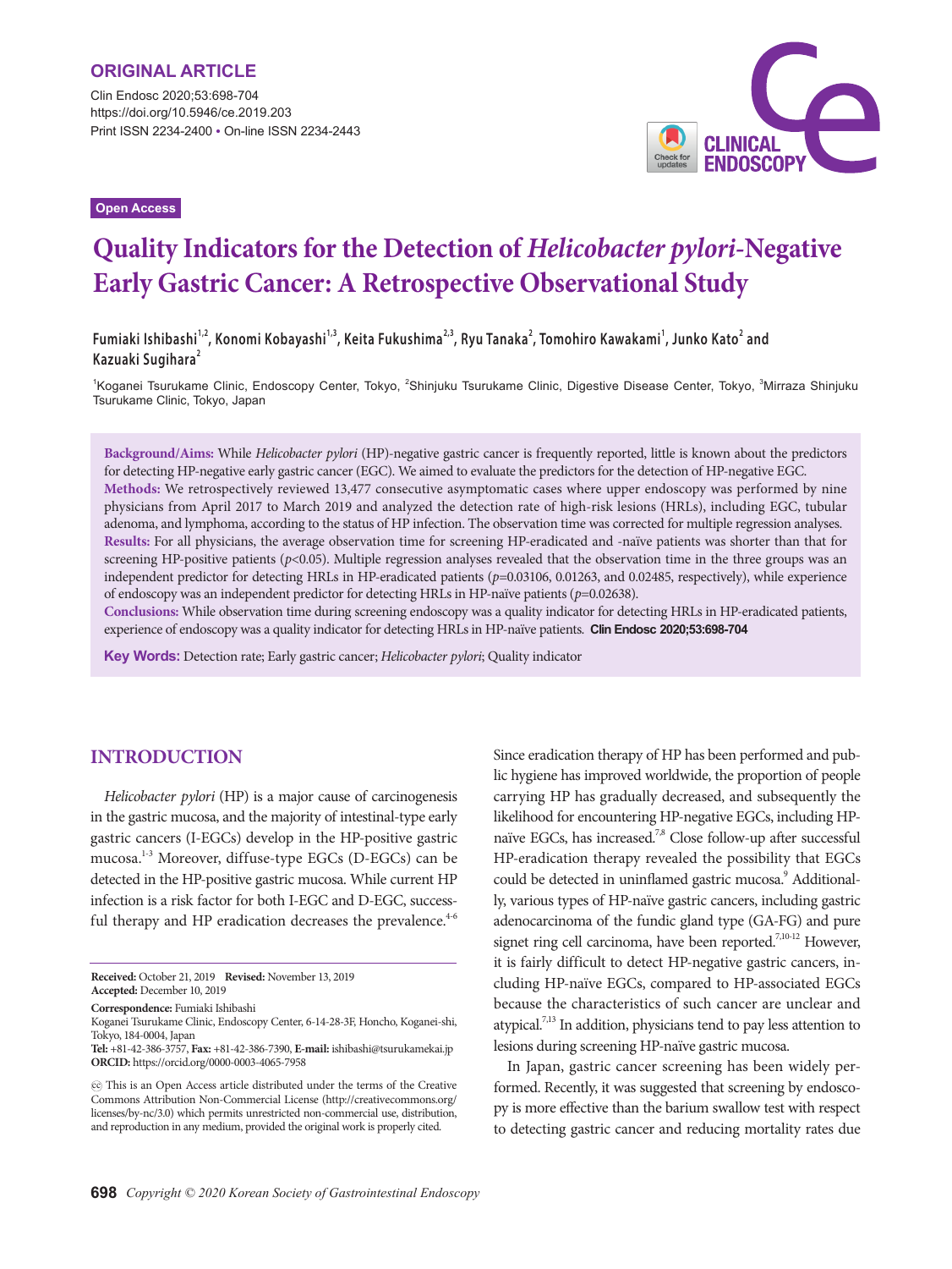ORIGINAL ARTICLE

Clin Endosc 2020;53:698-704
https://doi.org/10.5946/ce.2019.203
Print ISSN 2234-2400 • On-line ISSN 2234-2443

Open Access

# Quality Indicators for the Detection of *Helicobacter pylori*-Negative Early Gastric Cancer: A Retrospective Observational Study

**Fumiaki Ishibashi[1,2], Konomi Kobayashi[1,3], Keita Fukushima[2,3], Ryu Tanaka[2], Tomohiro Kawakami[1], Junko Kato[2] and Kazuaki Sugihara[2]**

[1]Koganei Tsurukame Clinic, Endoscopy Center, Tokyo, [2]Shinjuku Tsurukame Clinic, Digestive Disease Center, Tokyo, [3]Mirraza Shinjuku Tsurukame Clinic, Tokyo, Japan

**Background/Aims:** While *Helicobacter pylori* (HP)-negative gastric cancer is frequently reported, little is known about the predictors for detecting HP-negative early gastric cancer (EGC). We aimed to evaluate the predictors for the detection of HP-negative EGC.
**Methods:** We retrospectively reviewed 13,477 consecutive asymptomatic cases where upper endoscopy was performed by nine physicians from April 2017 to March 2019 and analyzed the detection rate of high-risk lesions (HRLs), including EGC, tubular adenoma, and lymphoma, according to the status of HP infection. The observation time was corrected for multiple regression analyses.
**Results:** For all physicians, the average observation time for screening HP-eradicated and -naïve patients was shorter than that for screening HP-positive patients ($p<0.05$). Multiple regression analyses revealed that the observation time in the three groups was an independent predictor for detecting HRLs in HP-eradicated patients ($p=0.03106$, $0.01263$, and $0.02485$, respectively), while experience of endoscopy was an independent predictor for detecting HRLs in HP-naïve patients ($p=0.02638$).
**Conclusions:** While observation time during screening endoscopy was a quality indicator for detecting HRLs in HP-eradicated patients, experience of endoscopy was a quality indicator for detecting HRLs in HP-naïve patients. **Clin Endosc 2020;53:698-704**

**Key Words:** Detection rate; Early gastric cancer; *Helicobacter pylori*; Quality indicator

## INTRODUCTION

*Helicobacter pylori* (HP) is a major cause of carcinogenesis in the gastric mucosa, and the majority of intestinal-type early gastric cancers (I-EGCs) develop in the HP-positive gastric mucosa.[1-3] Moreover, diffuse-type EGCs (D-EGCs) can be detected in the HP-positive gastric mucosa. While current HP infection is a risk factor for both I-EGC and D-EGC, successful therapy and HP eradication decreases the prevalence.[4-6] Since eradication therapy of HP has been performed and public hygiene has improved worldwide, the proportion of people carrying HP has gradually decreased, and subsequently the likelihood for encountering HP-negative EGCs, including HP-naïve EGCs, has increased.[7,8] Close follow-up after successful HP-eradication therapy revealed the possibility that EGCs could be detected in uninflamed gastric mucosa.[9] Additionally, various types of HP-naïve gastric cancers, including gastric adenocarcinoma of the fundic gland type (GA-FG) and pure signet ring cell carcinoma, have been reported.[7,10-12] However, it is fairly difficult to detect HP-negative gastric cancers, including HP-naïve EGCs, compared to HP-associated EGCs because the characteristics of such cancer are unclear and atypical.[7,13] In addition, physicians tend to pay less attention to lesions during screening HP-naïve gastric mucosa.

In Japan, gastric cancer screening has been widely performed. Recently, it was suggested that screening by endoscopy is more effective than the barium swallow test with respect to detecting gastric cancer and reducing mortality rates due

**Received:** October 21, 2019 **Revised:** November 13, 2019
**Accepted:** December 10, 2019

**Correspondence:** Fumiaki Ishibashi
Koganei Tsurukame Clinic, Endoscopy Center, 6-14-28-3F, Honcho, Koganei-shi, Tokyo, 184-0004, Japan
**Tel:** +81-42-386-3757, **Fax:** +81-42-386-7390, **E-mail:** ishibashi@tsurukamekai.jp
**ORCID:** https://orcid.org/0000-0003-4065-7958

This is an Open Access article distributed under the terms of the Creative Commons Attribution Non-Commercial License (http://creativecommons.org/licenses/by-nc/3.0) which permits unrestricted non-commercial use, distribution, and reproduction in any medium, provided the original work is properly cited.

*Copyright © 2020 Korean Society of Gastrointestinal Endoscopy*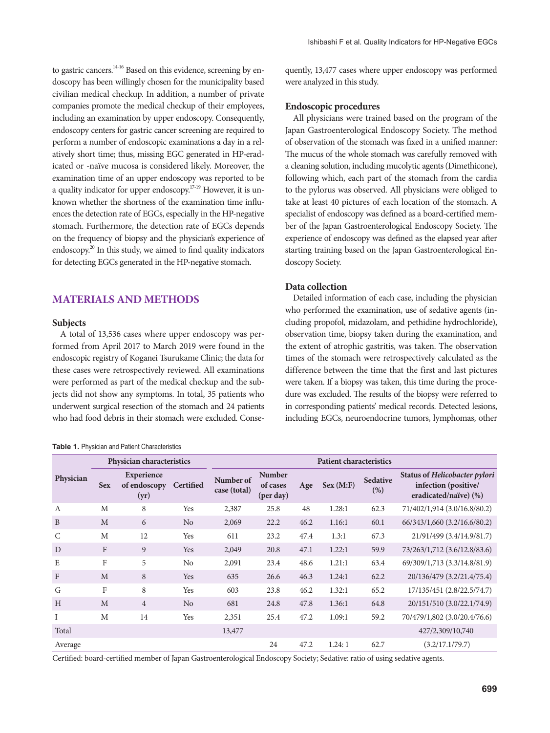to gastric cancers.[14-16] Based on this evidence, screening by endoscopy has been willingly chosen for the municipality based civilian medical checkup. In addition, a number of private companies promote the medical checkup of their employees, including an examination by upper endoscopy. Consequently, endoscopy centers for gastric cancer screening are required to perform a number of endoscopic examinations a day in a relatively short time; thus, missing EGC generated in HP-eradicated or -naïve mucosa is considered likely. Moreover, the examination time of an upper endoscopy was reported to be a quality indicator for upper endoscopy.[17-19] However, it is unknown whether the shortness of the examination time influences the detection rate of EGCs, especially in the HP-negative stomach. Furthermore, the detection rate of EGCs depends on the frequency of biopsy and the physician's experience of endoscopy.[20] In this study, we aimed to find quality indicators for detecting EGCs generated in the HP-negative stomach.

## MATERIALS AND METHODS

### Subjects

A total of 13,536 cases where upper endoscopy was performed from April 2017 to March 2019 were found in the endoscopic registry of Koganei Tsurukame Clinic; the data for these cases were retrospectively reviewed. All examinations were performed as part of the medical checkup and the subjects did not show any symptoms. In total, 35 patients who underwent surgical resection of the stomach and 24 patients who had food debris in their stomach were excluded. Consequently, 13,477 cases where upper endoscopy was performed were analyzed in this study.

### Endoscopic procedures

All physicians were trained based on the program of the Japan Gastroenterological Endoscopy Society. The method of observation of the stomach was fixed in a unified manner: The mucus of the whole stomach was carefully removed with a cleaning solution, including mucolytic agents (Dimethicone), following which, each part of the stomach from the cardia to the pylorus was observed. All physicians were obliged to take at least 40 pictures of each location of the stomach. A specialist of endoscopy was defined as a board-certified member of the Japan Gastroenterological Endoscopy Society. The experience of endoscopy was defined as the elapsed year after starting training based on the Japan Gastroenterological Endoscopy Society.

### Data collection

Detailed information of each case, including the physician who performed the examination, use of sedative agents (including propofol, midazolam, and pethidine hydrochloride), observation time, biopsy taken during the examination, and the extent of atrophic gastritis, was taken. The observation times of the stomach were retrospectively calculated as the difference between the time that the first and last pictures were taken. If a biopsy was taken, this time during the procedure was excluded. The results of the biopsy were referred to in corresponding patients' medical records. Detected lesions, including EGCs, neuroendocrine tumors, lymphomas, other

**Table 1.** Physician and Patient Characteristics

| Physician | Physician characteristics | | | Patient characteristics | | | | | |
|---|---|---|---|---|---|---|---|---|---|
| | Sex | Experience of endoscopy (yr) | Certified | Number of case (total) | Number of cases (per day) | Age | Sex (M:F) | Sedative (%) | Status of *Helicobacter pylori* infection (positive/eradicated/naïve) (%) |
| A | M | 8 | Yes | 2,387 | 25.8 | 48 | 1.28:1 | 62.3 | 71/402/1,914 (3.0/16.8/80.2) |
| B | M | 6 | No | 2,069 | 22.2 | 46.2 | 1.16:1 | 60.1 | 66/343/1,660 (3.2/16.6/80.2) |
| C | M | 12 | Yes | 611 | 23.2 | 47.4 | 1.3:1 | 67.3 | 21/91/499 (3.4/14.9/81.7) |
| D | F | 9 | Yes | 2,049 | 20.8 | 47.1 | 1.22:1 | 59.9 | 73/263/1,712 (3.6/12.8/83.6) |
| E | F | 5 | No | 2,091 | 23.4 | 48.6 | 1.21:1 | 63.4 | 69/309/1,713 (3.3/14.8/81.9) |
| F | M | 8 | Yes | 635 | 26.6 | 46.3 | 1.24:1 | 62.2 | 20/136/479 (3.2/21.4/75.4) |
| G | F | 8 | Yes | 603 | 23.8 | 46.2 | 1.32:1 | 65.2 | 17/135/451 (2.8/22.5/74.7) |
| H | M | 4 | No | 681 | 24.8 | 47.8 | 1.36:1 | 64.8 | 20/151/510 (3.0/22.1/74.9) |
| I | M | 14 | Yes | 2,351 | 25.4 | 47.2 | 1.09:1 | 59.2 | 70/479/1,802 (3.0/20.4/76.6) |
| Total | | | | 13,477 | | | | | 427/2,309/10,740 |
| Average | | | | | 24 | 47.2 | 1.24: 1 | 62.7 | (3.2/17.1/79.7) |

Certified: board-certified member of Japan Gastroenterological Endoscopy Society; Sedative: ratio of using sedative agents.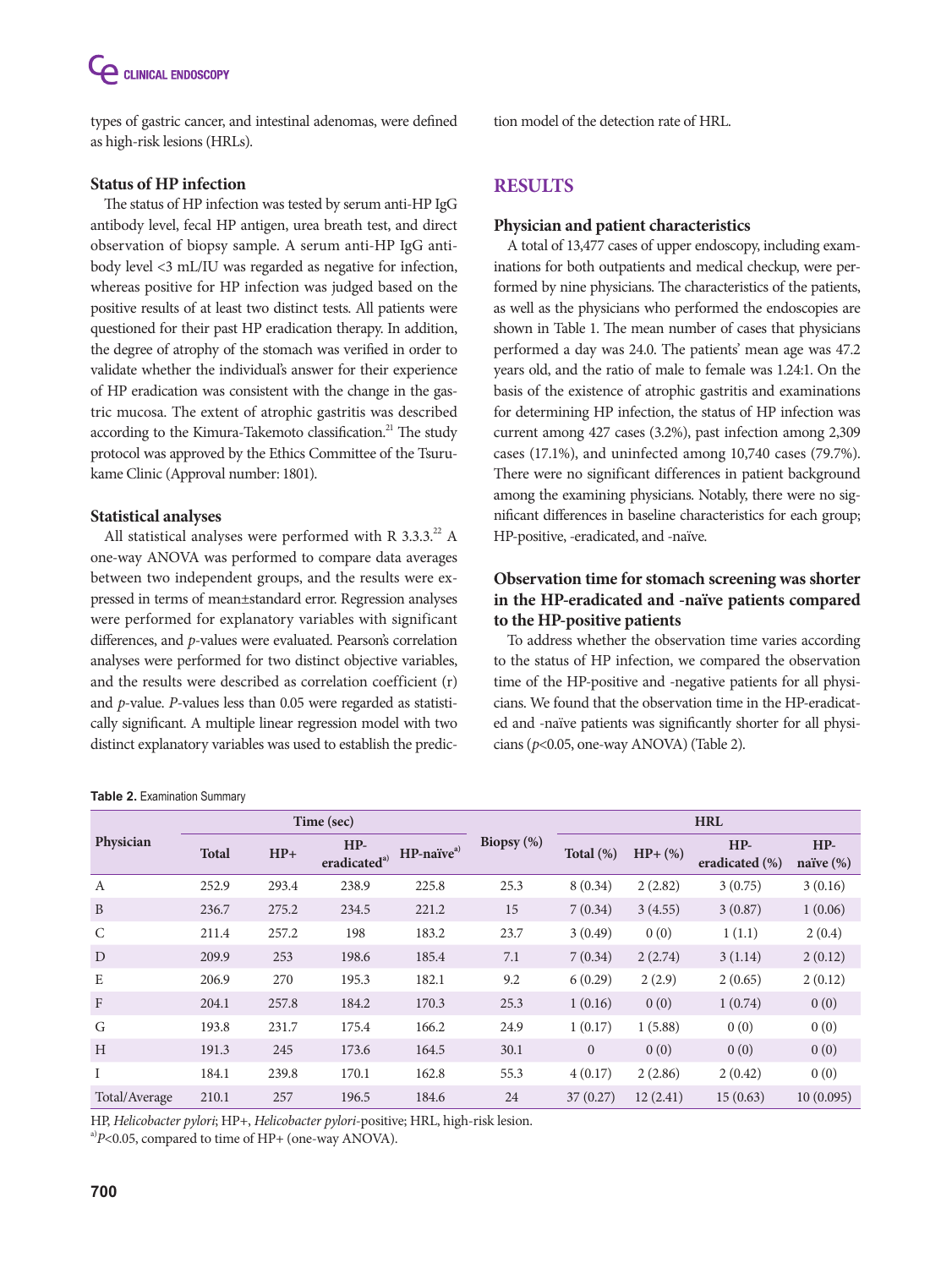types of gastric cancer, and intestinal adenomas, were defined as high-risk lesions (HRLs).

### Status of HP infection

The status of HP infection was tested by serum anti-HP IgG antibody level, fecal HP antigen, urea breath test, and direct observation of biopsy sample. A serum anti-HP IgG antibody level <3 mL/IU was regarded as negative for infection, whereas positive for HP infection was judged based on the positive results of at least two distinct tests. All patients were questioned for their past HP eradication therapy. In addition, the degree of atrophy of the stomach was verified in order to validate whether the individual's answer for their experience of HP eradication was consistent with the change in the gastric mucosa. The extent of atrophic gastritis was described according to the Kimura-Takemoto classification.[21] The study protocol was approved by the Ethics Committee of the Tsurukame Clinic (Approval number: 1801).

### Statistical analyses

All statistical analyses were performed with R 3.3.3.[22] A one-way ANOVA was performed to compare data averages between two independent groups, and the results were expressed in terms of mean±standard error. Regression analyses were performed for explanatory variables with significant differences, and *p*-values were evaluated. Pearson's correlation analyses were performed for two distinct objective variables, and the results were described as correlation coefficient (r) and *p*-value. *P*-values less than 0.05 were regarded as statistically significant. A multiple linear regression model with two distinct explanatory variables was used to establish the prediction model of the detection rate of HRL.

## RESULTS

### Physician and patient characteristics

A total of 13,477 cases of upper endoscopy, including examinations for both outpatients and medical checkup, were performed by nine physicians. The characteristics of the patients, as well as the physicians who performed the endoscopies are shown in Table 1. The mean number of cases that physicians performed a day was 24.0. The patients' mean age was 47.2 years old, and the ratio of male to female was 1.24:1. On the basis of the existence of atrophic gastritis and examinations for determining HP infection, the status of HP infection was current among 427 cases (3.2%), past infection among 2,309 cases (17.1%), and uninfected among 10,740 cases (79.7%). There were no significant differences in patient background among the examining physicians. Notably, there were no significant differences in baseline characteristics for each group; HP-positive, -eradicated, and -naïve.

### Observation time for stomach screening was shorter in the HP-eradicated and -naïve patients compared to the HP-positive patients

To address whether the observation time varies according to the status of HP infection, we compared the observation time of the HP-positive and -negative patients for all physicians. We found that the observation time in the HP-eradicated and -naïve patients was significantly shorter for all physicians ($p$<0.05, one-way ANOVA) (Table 2).

**Table 2.** Examination Summary

| Physician | Time (sec) | | | | Biopsy (%) | HRL | | | |
|---|---|---|---|---|---|---|---|---|---|
| | Total | HP+ | HP-eradicated[a] | HP-naïve[a] | | Total (%) | HP+ (%) | HP-eradicated (%) | HP-naïve (%) |
| A | 252.9 | 293.4 | 238.9 | 225.8 | 25.3 | 8 (0.34) | 2 (2.82) | 3 (0.75) | 3 (0.16) |
| B | 236.7 | 275.2 | 234.5 | 221.2 | 15 | 7 (0.34) | 3 (4.55) | 3 (0.87) | 1 (0.06) |
| C | 211.4 | 257.2 | 198 | 183.2 | 23.7 | 3 (0.49) | 0 (0) | 1 (1.1) | 2 (0.4) |
| D | 209.9 | 253 | 198.6 | 185.4 | 7.1 | 7 (0.34) | 2 (2.74) | 3 (1.14) | 2 (0.12) |
| E | 206.9 | 270 | 195.3 | 182.1 | 9.2 | 6 (0.29) | 2 (2.9) | 2 (0.65) | 2 (0.12) |
| F | 204.1 | 257.8 | 184.2 | 170.3 | 25.3 | 1 (0.16) | 0 (0) | 1 (0.74) | 0 (0) |
| G | 193.8 | 231.7 | 175.4 | 166.2 | 24.9 | 1 (0.17) | 1 (5.88) | 0 (0) | 0 (0) |
| H | 191.3 | 245 | 173.6 | 164.5 | 30.1 | 0 | 0 (0) | 0 (0) | 0 (0) |
| I | 184.1 | 239.8 | 170.1 | 162.8 | 55.3 | 4 (0.17) | 2 (2.86) | 2 (0.42) | 0 (0) |
| Total/Average | 210.1 | 257 | 196.5 | 184.6 | 24 | 37 (0.27) | 12 (2.41) | 15 (0.63) | 10 (0.095) |

HP, *Helicobacter pylori*; HP+, *Helicobacter pylori*-positive; HRL, high-risk lesion.
[a]$P$<0.05, compared to time of HP+ (one-way ANOVA).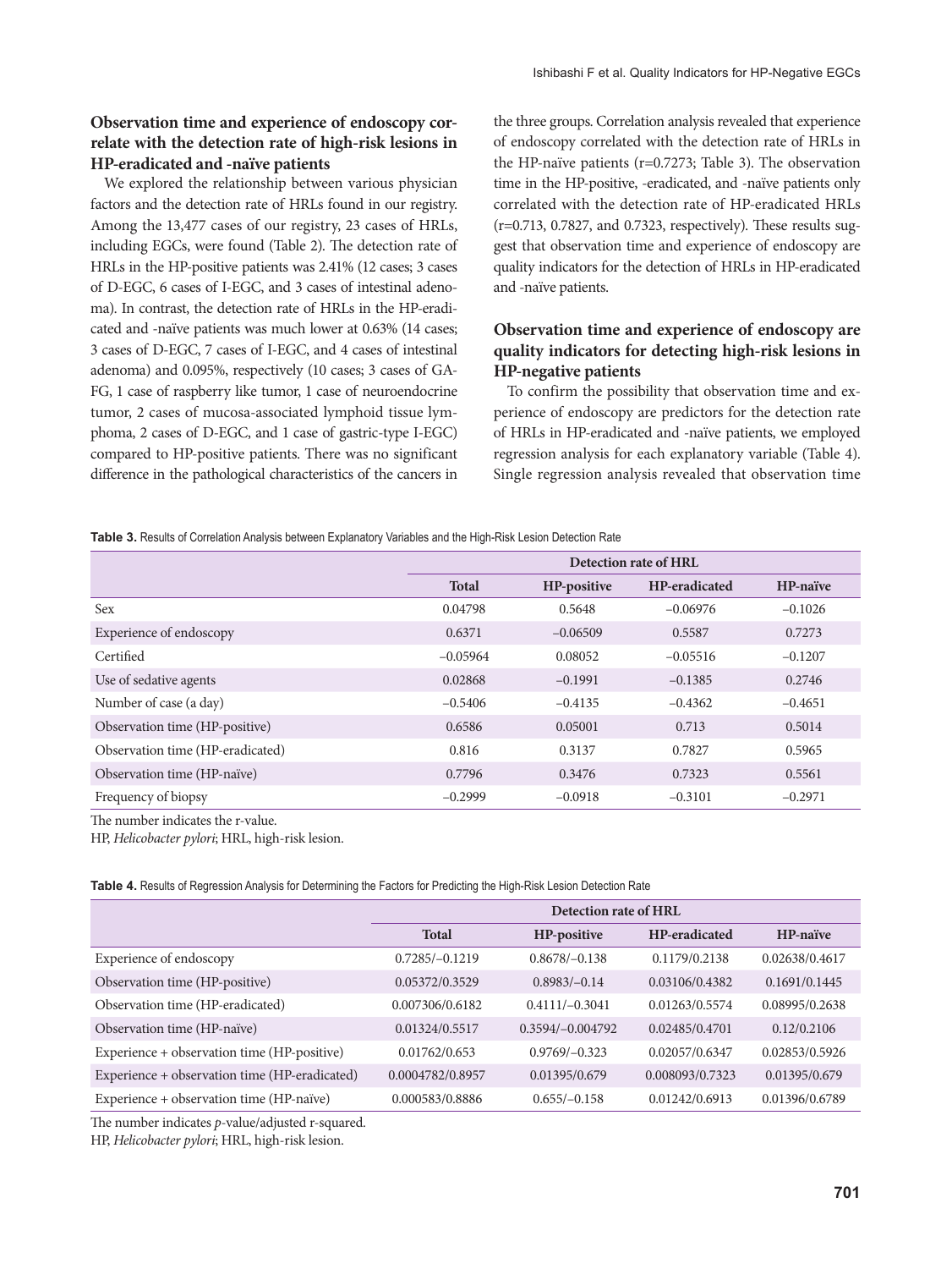### Observation time and experience of endoscopy correlate with the detection rate of high-risk lesions in HP-eradicated and -naïve patients

We explored the relationship between various physician factors and the detection rate of HRLs found in our registry. Among the 13,477 cases of our registry, 23 cases of HRLs, including EGCs, were found (Table 2). The detection rate of HRLs in the HP-positive patients was 2.41% (12 cases; 3 cases of D-EGC, 6 cases of I-EGC, and 3 cases of intestinal adenoma). In contrast, the detection rate of HRLs in the HP-eradicated and -naïve patients was much lower at 0.63% (14 cases; 3 cases of D-EGC, 7 cases of I-EGC, and 4 cases of intestinal adenoma) and 0.095%, respectively (10 cases; 3 cases of GA-FG, 1 case of raspberry like tumor, 1 case of neuroendocrine tumor, 2 cases of mucosa-associated lymphoid tissue lymphoma, 2 cases of D-EGC, and 1 case of gastric-type I-EGC) compared to HP-positive patients. There was no significant difference in the pathological characteristics of the cancers in the three groups. Correlation analysis revealed that experience of endoscopy correlated with the detection rate of HRLs in the HP-naïve patients (r=0.7273; Table 3). The observation time in the HP-positive, -eradicated, and -naïve patients only correlated with the detection rate of HP-eradicated HRLs (r=0.713, 0.7827, and 0.7323, respectively). These results suggest that observation time and experience of endoscopy are quality indicators for the detection of HRLs in HP-eradicated and -naïve patients.

### Observation time and experience of endoscopy are quality indicators for detecting high-risk lesions in HP-negative patients

To confirm the possibility that observation time and experience of endoscopy are predictors for the detection rate of HRLs in HP-eradicated and -naïve patients, we employed regression analysis for each explanatory variable (Table 4). Single regression analysis revealed that observation time

**Table 3.** Results of Correlation Analysis between Explanatory Variables and the High-Risk Lesion Detection Rate

| | Detection rate of HRL | | | |
|---|---|---|---|---|
| | **Total** | **HP-positive** | **HP-eradicated** | **HP-naïve** |
| Sex | 0.04798 | 0.5648 | −0.06976 | −0.1026 |
| Experience of endoscopy | 0.6371 | −0.06509 | 0.5587 | 0.7273 |
| Certified | −0.05964 | 0.08052 | −0.05516 | −0.1207 |
| Use of sedative agents | 0.02868 | −0.1991 | −0.1385 | 0.2746 |
| Number of case (a day) | −0.5406 | −0.4135 | −0.4362 | −0.4651 |
| Observation time (HP-positive) | 0.6586 | 0.05001 | 0.713 | 0.5014 |
| Observation time (HP-eradicated) | 0.816 | 0.3137 | 0.7827 | 0.5965 |
| Observation time (HP-naïve) | 0.7796 | 0.3476 | 0.7323 | 0.5561 |
| Frequency of biopsy | −0.2999 | −0.0918 | −0.3101 | −0.2971 |

The number indicates the r-value.
HP, *Helicobacter pylori*; HRL, high-risk lesion.

**Table 4.** Results of Regression Analysis for Determining the Factors for Predicting the High-Risk Lesion Detection Rate

| | Detection rate of HRL | | | |
|---|---|---|---|---|
| | **Total** | **HP-positive** | **HP-eradicated** | **HP-naïve** |
| Experience of endoscopy | 0.7285/−0.1219 | 0.8678/−0.138 | 0.1179/0.2138 | 0.02638/0.4617 |
| Observation time (HP-positive) | 0.05372/0.3529 | 0.8983/−0.14 | 0.03106/0.4382 | 0.1691/0.1445 |
| Observation time (HP-eradicated) | 0.007306/0.6182 | 0.4111/−0.3041 | 0.01263/0.5574 | 0.08995/0.2638 |
| Observation time (HP-naïve) | 0.01324/0.5517 | 0.3594/−0.004792 | 0.02485/0.4701 | 0.12/0.2106 |
| Experience + observation time (HP-positive) | 0.01762/0.653 | 0.9769/−0.323 | 0.02057/0.6347 | 0.02853/0.5926 |
| Experience + observation time (HP-eradicated) | 0.0004782/0.8957 | 0.01395/0.679 | 0.008093/0.7323 | 0.01395/0.679 |
| Experience + observation time (HP-naïve) | 0.000583/0.8886 | 0.655/−0.158 | 0.01242/0.6913 | 0.01396/0.6789 |

The number indicates *p*-value/adjusted r-squared.
HP, *Helicobacter pylori*; HRL, high-risk lesion.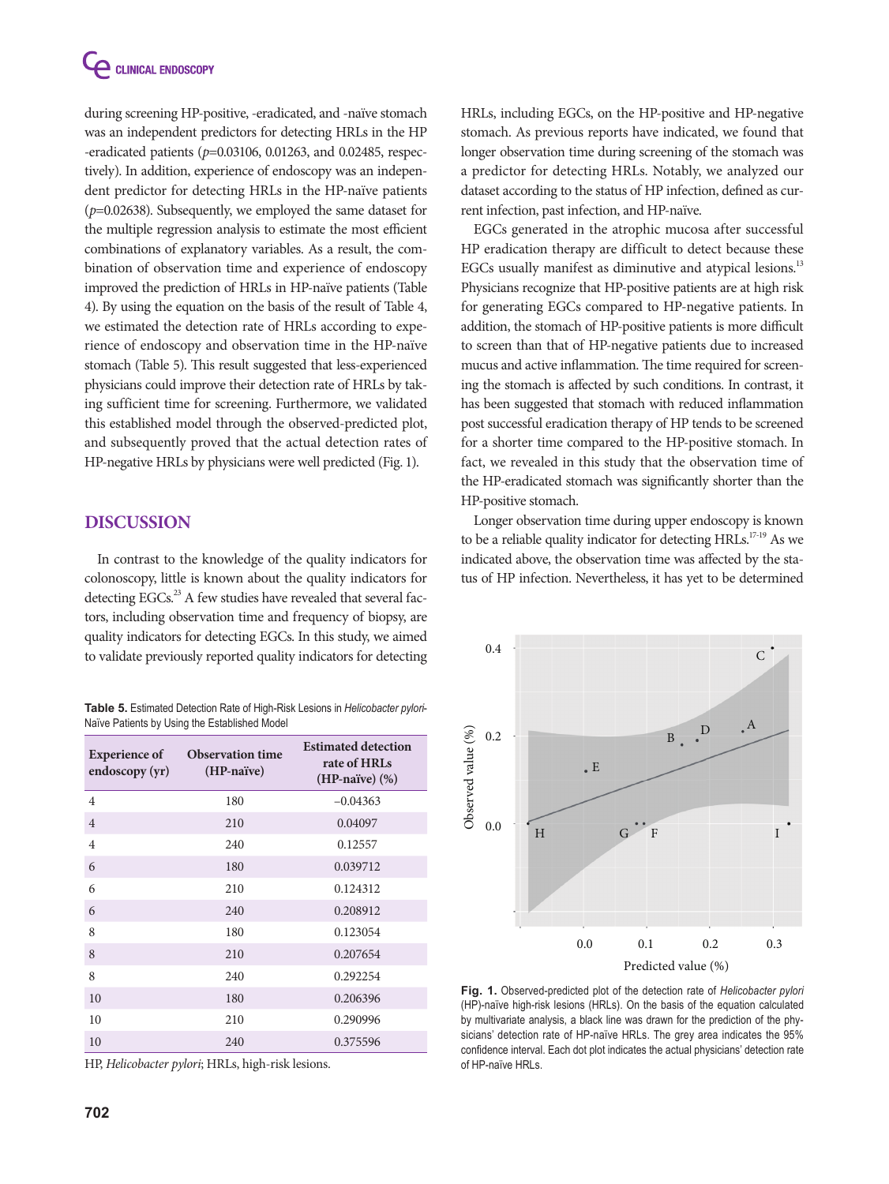during screening HP-positive, -eradicated, and -naïve stomach was an independent predictors for detecting HRLs in the HP -eradicated patients ($p$=0.03106, 0.01263, and 0.02485, respectively). In addition, experience of endoscopy was an independent predictor for detecting HRLs in the HP-naïve patients ($p$=0.02638). Subsequently, we employed the same dataset for the multiple regression analysis to estimate the most efficient combinations of explanatory variables. As a result, the combination of observation time and experience of endoscopy improved the prediction of HRLs in HP-naïve patients (Table 4). By using the equation on the basis of the result of Table 4, we estimated the detection rate of HRLs according to experience of endoscopy and observation time in the HP-naïve stomach (Table 5). This result suggested that less-experienced physicians could improve their detection rate of HRLs by taking sufficient time for screening. Furthermore, we validated this established model through the observed-predicted plot, and subsequently proved that the actual detection rates of HP-negative HRLs by physicians were well predicted (Fig. 1).

## DISCUSSION

In contrast to the knowledge of the quality indicators for colonoscopy, little is known about the quality indicators for detecting EGCs.[23] A few studies have revealed that several factors, including observation time and frequency of biopsy, are quality indicators for detecting EGCs. In this study, we aimed to validate previously reported quality indicators for detecting HRLs, including EGCs, on the HP-positive and HP-negative stomach. As previous reports have indicated, we found that longer observation time during screening of the stomach was a predictor for detecting HRLs. Notably, we analyzed our dataset according to the status of HP infection, defined as current infection, past infection, and HP-naïve.

EGCs generated in the atrophic mucosa after successful HP eradication therapy are difficult to detect because these EGCs usually manifest as diminutive and atypical lesions.[13] Physicians recognize that HP-positive patients are at high risk for generating EGCs compared to HP-negative patients. In addition, the stomach of HP-positive patients is more difficult to screen than that of HP-negative patients due to increased mucus and active inflammation. The time required for screening the stomach is affected by such conditions. In contrast, it has been suggested that stomach with reduced inflammation post successful eradication therapy of HP tends to be screened for a shorter time compared to the HP-positive stomach. In fact, we revealed in this study that the observation time of the HP-eradicated stomach was significantly shorter than the HP-positive stomach.

Longer observation time during upper endoscopy is known to be a reliable quality indicator for detecting HRLs.[17-19] As we indicated above, the observation time was affected by the status of HP infection. Nevertheless, it has yet to be determined

**Table 5.** Estimated Detection Rate of High-Risk Lesions in *Helicobacter pylori*-Naïve Patients by Using the Established Model

| Experience of endoscopy (yr) | Observation time (HP-naïve) | Estimated detection rate of HRLs (HP-naïve) (%) |
|---|---|---|
| 4 | 180 | −0.04363 |
| 4 | 210 | 0.04097 |
| 4 | 240 | 0.12557 |
| 6 | 180 | 0.039712 |
| 6 | 210 | 0.124312 |
| 6 | 240 | 0.208912 |
| 8 | 180 | 0.123054 |
| 8 | 210 | 0.207654 |
| 8 | 240 | 0.292254 |
| 10 | 180 | 0.206396 |
| 10 | 210 | 0.290996 |
| 10 | 240 | 0.375596 |

HP, *Helicobacter pylori*; HRLs, high-risk lesions.

**Fig. 1.** Observed-predicted plot of the detection rate of *Helicobacter pylori* (HP)-naïve high-risk lesions (HRLs). On the basis of the equation calculated by multivariate analysis, a black line was drawn for the prediction of the physicians' detection rate of HP-naïve HRLs. The grey area indicates the 95% confidence interval. Each dot plot indicates the actual physicians' detection rate of HP-naïve HRLs.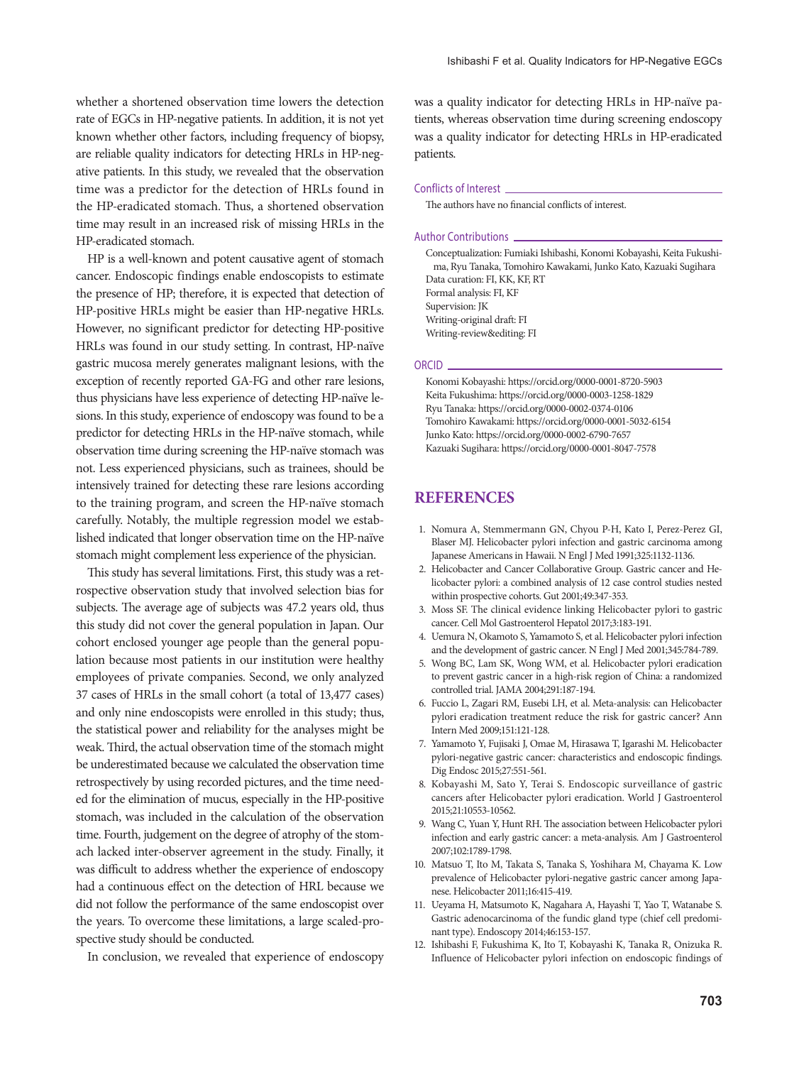whether a shortened observation time lowers the detection rate of EGCs in HP-negative patients. In addition, it is not yet known whether other factors, including frequency of biopsy, are reliable quality indicators for detecting HRLs in HP-negative patients. In this study, we revealed that the observation time was a predictor for the detection of HRLs found in the HP-eradicated stomach. Thus, a shortened observation time may result in an increased risk of missing HRLs in the HP-eradicated stomach.

HP is a well-known and potent causative agent of stomach cancer. Endoscopic findings enable endoscopists to estimate the presence of HP; therefore, it is expected that detection of HP-positive HRLs might be easier than HP-negative HRLs. However, no significant predictor for detecting HP-positive HRLs was found in our study setting. In contrast, HP-naïve gastric mucosa merely generates malignant lesions, with the exception of recently reported GA-FG and other rare lesions, thus physicians have less experience of detecting HP-naïve lesions. In this study, experience of endoscopy was found to be a predictor for detecting HRLs in the HP-naïve stomach, while observation time during screening the HP-naïve stomach was not. Less experienced physicians, such as trainees, should be intensively trained for detecting these rare lesions according to the training program, and screen the HP-naïve stomach carefully. Notably, the multiple regression model we established indicated that longer observation time on the HP-naïve stomach might complement less experience of the physician.

This study has several limitations. First, this study was a retrospective observation study that involved selection bias for subjects. The average age of subjects was 47.2 years old, thus this study did not cover the general population in Japan. Our cohort enclosed younger age people than the general population because most patients in our institution were healthy employees of private companies. Second, we only analyzed 37 cases of HRLs in the small cohort (a total of 13,477 cases) and only nine endoscopists were enrolled in this study; thus, the statistical power and reliability for the analyses might be weak. Third, the actual observation time of the stomach might be underestimated because we calculated the observation time retrospectively by using recorded pictures, and the time needed for the elimination of mucus, especially in the HP-positive stomach, was included in the calculation of the observation time. Fourth, judgement on the degree of atrophy of the stomach lacked inter-observer agreement in the study. Finally, it was difficult to address whether the experience of endoscopy had a continuous effect on the detection of HRL because we did not follow the performance of the same endoscopist over the years. To overcome these limitations, a large scaled-prospective study should be conducted.

In conclusion, we revealed that experience of endoscopy was a quality indicator for detecting HRLs in HP-naïve patients, whereas observation time during screening endoscopy was a quality indicator for detecting HRLs in HP-eradicated patients.

## Conflicts of Interest

The authors have no financial conflicts of interest.

## Author Contributions

Conceptualization: Fumiaki Ishibashi, Konomi Kobayashi, Keita Fukushima, Ryu Tanaka, Tomohiro Kawakami, Junko Kato, Kazuaki Sugihara
Data curation: FI, KK, KF, RT
Formal analysis: FI, KF
Supervision: JK
Writing-original draft: FI
Writing-review&editing: FI

## ORCID

Konomi Kobayashi: https://orcid.org/0000-0001-8720-5903
Keita Fukushima: https://orcid.org/0000-0003-1258-1829
Ryu Tanaka: https://orcid.org/0000-0002-0374-0106
Tomohiro Kawakami: https://orcid.org/0000-0001-5032-6154
Junko Kato: https://orcid.org/0000-0002-6790-7657
Kazuaki Sugihara: https://orcid.org/0000-0001-8047-7578

# REFERENCES

1. Nomura A, Stemmermann GN, Chyou P-H, Kato I, Perez-Perez GI, Blaser MJ. Helicobacter pylori infection and gastric carcinoma among Japanese Americans in Hawaii. N Engl J Med 1991;325:1132-1136.
2. Helicobacter and Cancer Collaborative Group. Gastric cancer and Helicobacter pylori: a combined analysis of 12 case control studies nested within prospective cohorts. Gut 2001;49:347-353.
3. Moss SF. The clinical evidence linking Helicobacter pylori to gastric cancer. Cell Mol Gastroenterol Hepatol 2017;3:183-191.
4. Uemura N, Okamoto S, Yamamoto S, et al. Helicobacter pylori infection and the development of gastric cancer. N Engl J Med 2001;345:784-789.
5. Wong BC, Lam SK, Wong WM, et al. Helicobacter pylori eradication to prevent gastric cancer in a high-risk region of China: a randomized controlled trial. JAMA 2004;291:187-194.
6. Fuccio L, Zagari RM, Eusebi LH, et al. Meta-analysis: can Helicobacter pylori eradication treatment reduce the risk for gastric cancer? Ann Intern Med 2009;151:121-128.
7. Yamamoto Y, Fujisaki J, Omae M, Hirasawa T, Igarashi M. Helicobacter pylori-negative gastric cancer: characteristics and endoscopic findings. Dig Endosc 2015;27:551-561.
8. Kobayashi M, Sato Y, Terai S. Endoscopic surveillance of gastric cancers after Helicobacter pylori eradication. World J Gastroenterol 2015;21:10553-10562.
9. Wang C, Yuan Y, Hunt RH. The association between Helicobacter pylori infection and early gastric cancer: a meta-analysis. Am J Gastroenterol 2007;102:1789-1798.
10. Matsuo T, Ito M, Takata S, Tanaka S, Yoshihara M, Chayama K. Low prevalence of Helicobacter pylori-negative gastric cancer among Japanese. Helicobacter 2011;16:415-419.
11. Ueyama H, Matsumoto K, Nagahara A, Hayashi T, Yao T, Watanabe S. Gastric adenocarcinoma of the fundic gland type (chief cell predominant type). Endoscopy 2014;46:153-157.
12. Ishibashi F, Fukushima K, Ito T, Kobayashi K, Tanaka R, Onizuka R. Influence of Helicobacter pylori infection on endoscopic findings of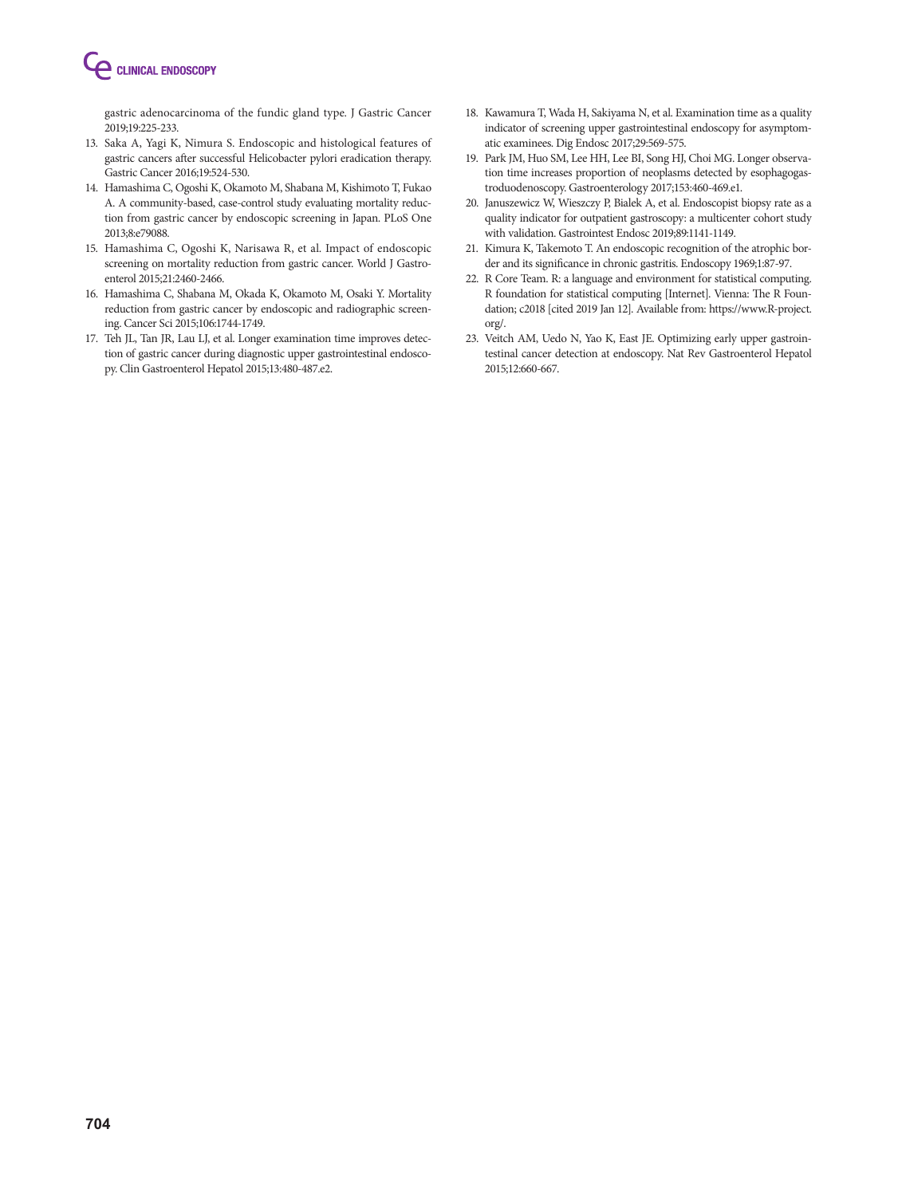gastric adenocarcinoma of the fundic gland type. J Gastric Cancer 2019;19:225-233.

13. Saka A, Yagi K, Nimura S. Endoscopic and histological features of gastric cancers after successful Helicobacter pylori eradication therapy. Gastric Cancer 2016;19:524-530.
14. Hamashima C, Ogoshi K, Okamoto M, Shabana M, Kishimoto T, Fukao A. A community-based, case-control study evaluating mortality reduction from gastric cancer by endoscopic screening in Japan. PLoS One 2013;8:e79088.
15. Hamashima C, Ogoshi K, Narisawa R, et al. Impact of endoscopic screening on mortality reduction from gastric cancer. World J Gastroenterol 2015;21:2460-2466.
16. Hamashima C, Shabana M, Okada K, Okamoto M, Osaki Y. Mortality reduction from gastric cancer by endoscopic and radiographic screening. Cancer Sci 2015;106:1744-1749.
17. Teh JL, Tan JR, Lau LJ, et al. Longer examination time improves detection of gastric cancer during diagnostic upper gastrointestinal endoscopy. Clin Gastroenterol Hepatol 2015;13:480-487.e2.
18. Kawamura T, Wada H, Sakiyama N, et al. Examination time as a quality indicator of screening upper gastrointestinal endoscopy for asymptomatic examinees. Dig Endosc 2017;29:569-575.
19. Park JM, Huo SM, Lee HH, Lee BI, Song HJ, Choi MG. Longer observation time increases proportion of neoplasms detected by esophagogastroduodenoscopy. Gastroenterology 2017;153:460-469.e1.
20. Januszewicz W, Wieszczy P, Bialek A, et al. Endoscopist biopsy rate as a quality indicator for outpatient gastroscopy: a multicenter cohort study with validation. Gastrointest Endosc 2019;89:1141-1149.
21. Kimura K, Takemoto T. An endoscopic recognition of the atrophic border and its significance in chronic gastritis. Endoscopy 1969;1:87-97.
22. R Core Team. R: a language and environment for statistical computing. R foundation for statistical computing [Internet]. Vienna: The R Foundation; c2018 [cited 2019 Jan 12]. Available from: https://www.R-project.org/.
23. Veitch AM, Uedo N, Yao K, East JE. Optimizing early upper gastrointestinal cancer detection at endoscopy. Nat Rev Gastroenterol Hepatol 2015;12:660-667.